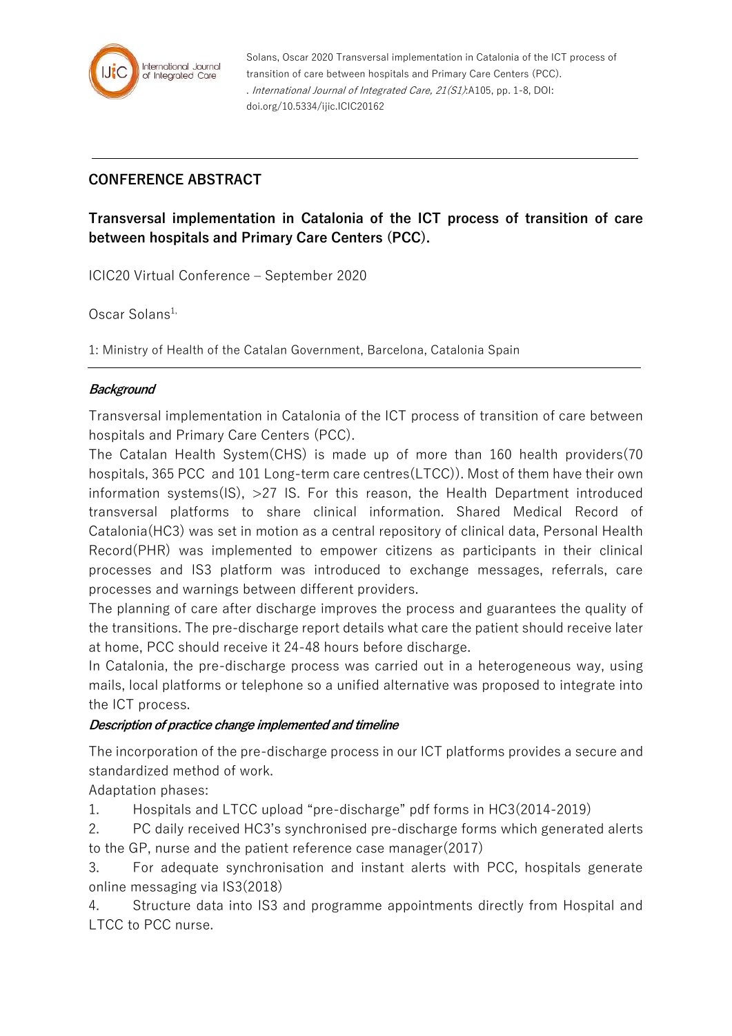Solans, Oscar 2020 Transversal implementation in Catalonia of the ICT process of transition of care between hospitals and Primary Care Centers (PCC). . *International Journal of Integrated Care, 21(S1)*:A105, pp. 1-8, DOI: doi.org/10.5334/ijic.ICIC20162

## CONFERENCE ABSTRACT

# Transversal implementation in Catalonia of the ICT process of transition of care between hospitals and Primary Care Centers (PCC).

ICIC20 Virtual Conference – September 2020

Oscar Solans[1,]

1: Ministry of Health of the Catalan Government, Barcelona, Catalonia Spain

### *Background*

Transversal implementation in Catalonia of the ICT process of transition of care between hospitals and Primary Care Centers (PCC).

The Catalan Health System(CHS) is made up of more than 160 health providers(70 hospitals, 365 PCC and 101 Long-term care centres(LTCC)). Most of them have their own information systems(IS), >27 IS. For this reason, the Health Department introduced transversal platforms to share clinical information. Shared Medical Record of Catalonia(HC3) was set in motion as a central repository of clinical data, Personal Health Record(PHR) was implemented to empower citizens as participants in their clinical processes and IS3 platform was introduced to exchange messages, referrals, care processes and warnings between different providers.

The planning of care after discharge improves the process and guarantees the quality of the transitions. The pre-discharge report details what care the patient should receive later at home, PCC should receive it 24-48 hours before discharge.

In Catalonia, the pre-discharge process was carried out in a heterogeneous way, using mails, local platforms or telephone so a unified alternative was proposed to integrate into the ICT process.

### *Description of practice change implemented and timeline*

The incorporation of the pre-discharge process in our ICT platforms provides a secure and standardized method of work.

Adaptation phases:

1. Hospitals and LTCC upload "pre-discharge" pdf forms in HC3(2014-2019)
2. PC daily received HC3's synchronised pre-discharge forms which generated alerts to the GP, nurse and the patient reference case manager(2017)
3. For adequate synchronisation and instant alerts with PCC, hospitals generate online messaging via IS3(2018)
4. Structure data into IS3 and programme appointments directly from Hospital and LTCC to PCC nurse.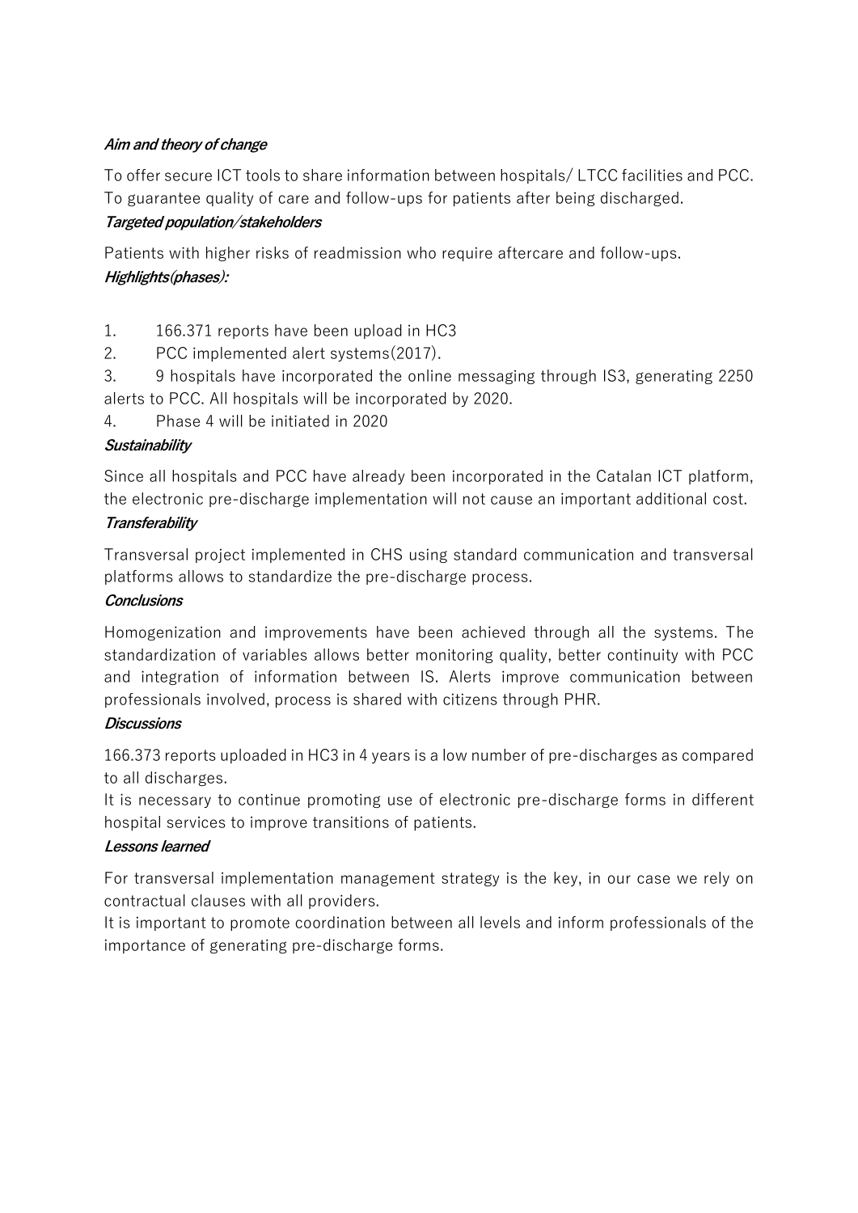***Aim and theory of change***

To offer secure ICT tools to share information between hospitals/ LTCC facilities and PCC. To guarantee quality of care and follow-ups for patients after being discharged.

***Targeted population/stakeholders***

Patients with higher risks of readmission who require aftercare and follow-ups.

***Highlights(phases):***

1. 166.371 reports have been upload in HC3
2. PCC implemented alert systems(2017).
3. 9 hospitals have incorporated the online messaging through IS3, generating 2250 alerts to PCC. All hospitals will be incorporated by 2020.
4. Phase 4 will be initiated in 2020

***Sustainability***

Since all hospitals and PCC have already been incorporated in the Catalan ICT platform, the electronic pre-discharge implementation will not cause an important additional cost.

***Transferability***

Transversal project implemented in CHS using standard communication and transversal platforms allows to standardize the pre-discharge process.

***Conclusions***

Homogenization and improvements have been achieved through all the systems. The standardization of variables allows better monitoring quality, better continuity with PCC and integration of information between IS. Alerts improve communication between professionals involved, process is shared with citizens through PHR.

***Discussions***

166.373 reports uploaded in HC3 in 4 years is a low number of pre-discharges as compared to all discharges.

It is necessary to continue promoting use of electronic pre-discharge forms in different hospital services to improve transitions of patients.

***Lessons learned***

For transversal implementation management strategy is the key, in our case we rely on contractual clauses with all providers.

It is important to promote coordination between all levels and inform professionals of the importance of generating pre-discharge forms.